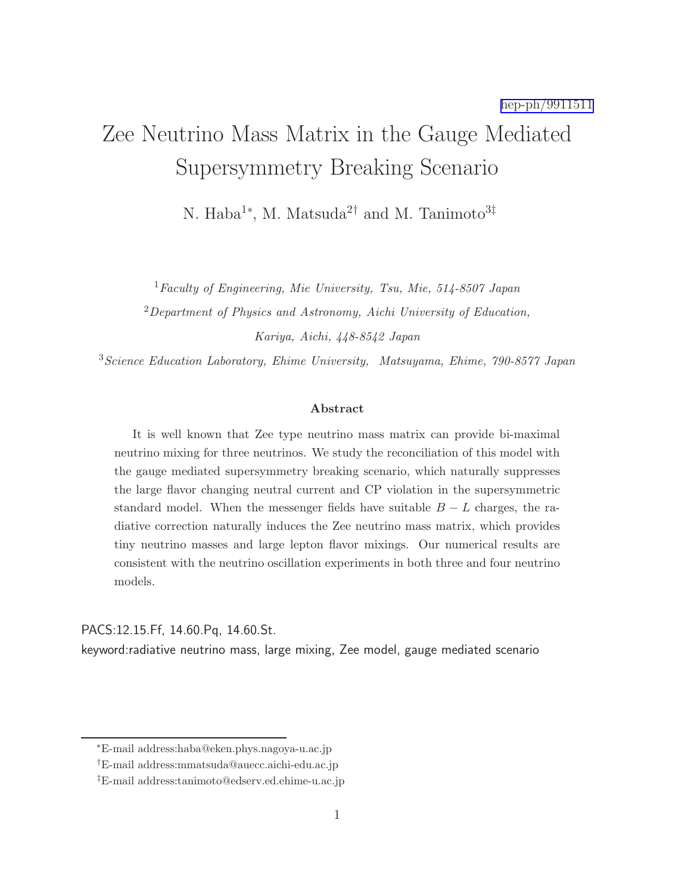hep-ph/9911511

# Zee Neutrino Mass Matrix in the Gauge Mediated Supersymmetry Breaking Scenario

N. Haba[1*], M. Matsuda[2†] and M. Tanimoto[3‡]

[1]*Faculty of Engineering, Mie University, Tsu, Mie, 514-8507 Japan*

[2]*Department of Physics and Astronomy, Aichi University of Education, Kariya, Aichi, 448-8542 Japan*

[3]*Science Education Laboratory, Ehime University, Matsuyama, Ehime, 790-8577 Japan*

**Abstract**

It is well known that Zee type neutrino mass matrix can provide bi-maximal neutrino mixing for three neutrinos. We study the reconciliation of this model with the gauge mediated supersymmetry breaking scenario, which naturally suppresses the large flavor changing neutral current and CP violation in the supersymmetric standard model. When the messenger fields have suitable $B - L$ charges, the radiative correction naturally induces the Zee neutrino mass matrix, which provides tiny neutrino masses and large lepton flavor mixings. Our numerical results are consistent with the neutrino oscillation experiments in both three and four neutrino models.

PACS:12.15.Ff, 14.60.Pq, 14.60.St.

keyword:radiative neutrino mass, large mixing, Zee model, gauge mediated scenario

---

*E-mail address:haba@eken.phys.nagoya-u.ac.jp

†E-mail address:mmatsuda@auecc.aichi-edu.ac.jp

‡E-mail address:tanimoto@edserv.ed.ehime-u.ac.jp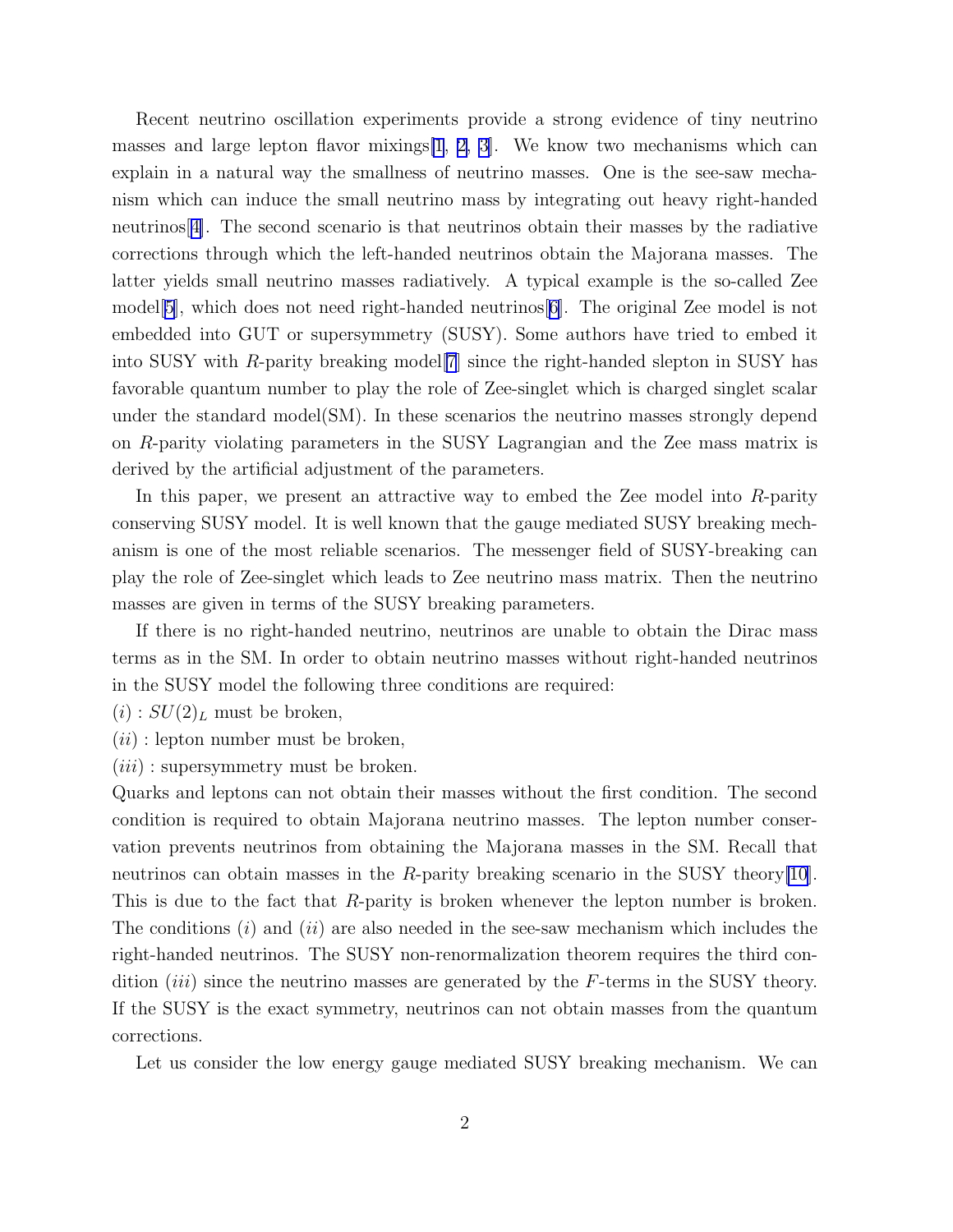Recent neutrino oscillation experiments provide a strong evidence of tiny neutrino masses and large lepton flavor mixings[1, 2, 3]. We know two mechanisms which can explain in a natural way the smallness of neutrino masses. One is the see-saw mechanism which can induce the small neutrino mass by integrating out heavy right-handed neutrinos[4]. The second scenario is that neutrinos obtain their masses by the radiative corrections through which the left-handed neutrinos obtain the Majorana masses. The latter yields small neutrino masses radiatively. A typical example is the so-called Zee model[5], which does not need right-handed neutrinos[6]. The original Zee model is not embedded into GUT or supersymmetry (SUSY). Some authors have tried to embed it into SUSY with $R$-parity breaking model[7] since the right-handed slepton in SUSY has favorable quantum number to play the role of Zee-singlet which is charged singlet scalar under the standard model(SM). In these scenarios the neutrino masses strongly depend on $R$-parity violating parameters in the SUSY Lagrangian and the Zee mass matrix is derived by the artificial adjustment of the parameters.

In this paper, we present an attractive way to embed the Zee model into $R$-parity conserving SUSY model. It is well known that the gauge mediated SUSY breaking mechanism is one of the most reliable scenarios. The messenger field of SUSY-breaking can play the role of Zee-singlet which leads to Zee neutrino mass matrix. Then the neutrino masses are given in terms of the SUSY breaking parameters.

If there is no right-handed neutrino, neutrinos are unable to obtain the Dirac mass terms as in the SM. In order to obtain neutrino masses without right-handed neutrinos in the SUSY model the following three conditions are required:

$(i)$ : $SU(2)_L$ must be broken,

$(ii)$ : lepton number must be broken,

$(iii)$ : supersymmetry must be broken.

Quarks and leptons can not obtain their masses without the first condition. The second condition is required to obtain Majorana neutrino masses. The lepton number conservation prevents neutrinos from obtaining the Majorana masses in the SM. Recall that neutrinos can obtain masses in the $R$-parity breaking scenario in the SUSY theory[10]. This is due to the fact that $R$-parity is broken whenever the lepton number is broken. The conditions $(i)$ and $(ii)$ are also needed in the see-saw mechanism which includes the right-handed neutrinos. The SUSY non-renormalization theorem requires the third condition $(iii)$ since the neutrino masses are generated by the $F$-terms in the SUSY theory. If the SUSY is the exact symmetry, neutrinos can not obtain masses from the quantum corrections.

Let us consider the low energy gauge mediated SUSY breaking mechanism. We can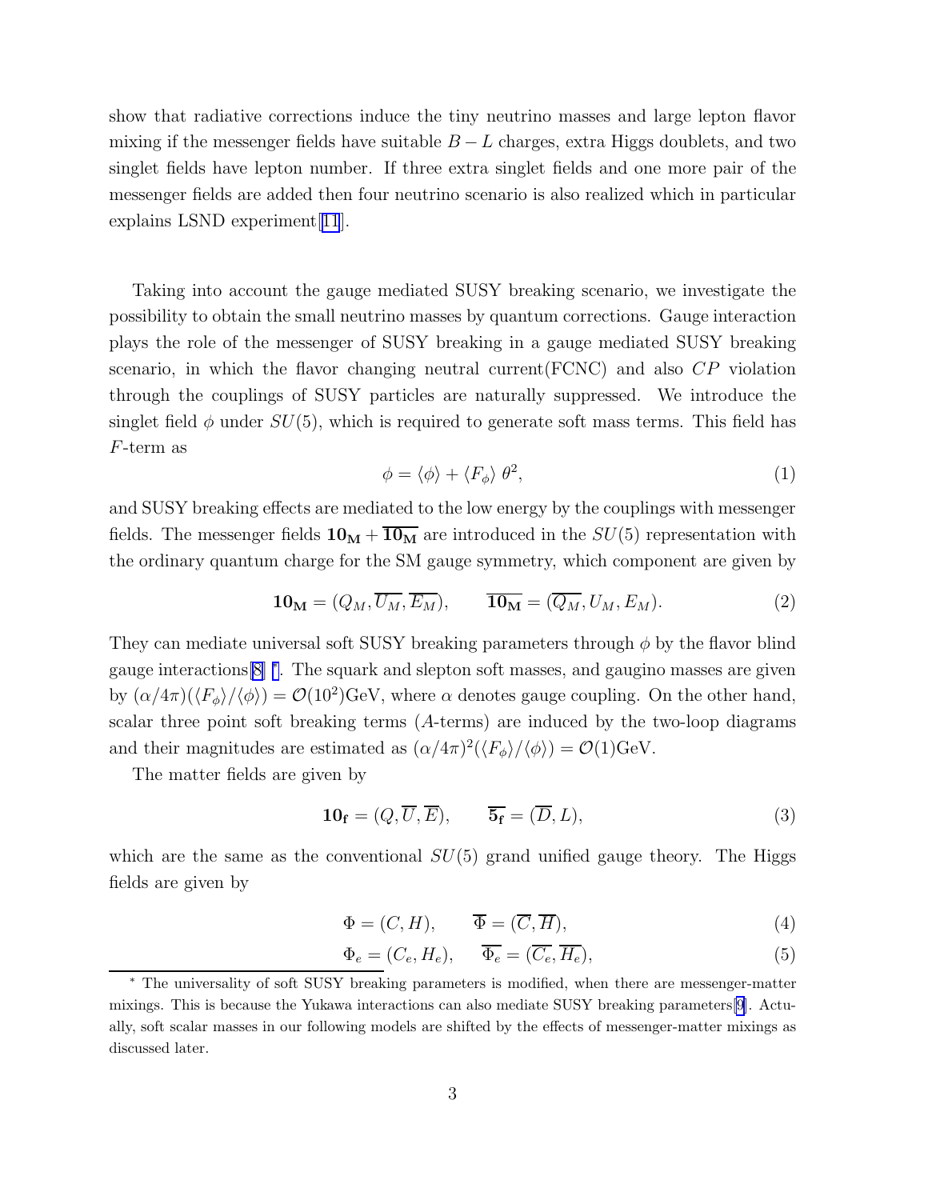show that radiative corrections induce the tiny neutrino masses and large lepton flavor mixing if the messenger fields have suitable $B-L$ charges, extra Higgs doublets, and two singlet fields have lepton number. If three extra singlet fields and one more pair of the messenger fields are added then four neutrino scenario is also realized which in particular explains LSND experiment[11].

Taking into account the gauge mediated SUSY breaking scenario, we investigate the possibility to obtain the small neutrino masses by quantum corrections. Gauge interaction plays the role of the messenger of SUSY breaking in a gauge mediated SUSY breaking scenario, in which the flavor changing neutral current(FCNC) and also $CP$ violation through the couplings of SUSY particles are naturally suppressed. We introduce the singlet field $\phi$ under $SU(5)$, which is required to generate soft mass terms. This field has $F$-term as

$$\phi = \langle \phi \rangle + \langle F_\phi \rangle \, \theta^2, \tag{1}$$

and SUSY breaking effects are mediated to the low energy by the couplings with messenger fields. The messenger fields $\mathbf{10_M} + \overline{\mathbf{10_M}}$ are introduced in the $SU(5)$ representation with the ordinary quantum charge for the SM gauge symmetry, which component are given by

$$\mathbf{10_M} = (Q_M, \overline{U_M}, \overline{E_M}), \qquad \overline{\mathbf{10_M}} = (\overline{Q_M}, U_M, E_M). \tag{2}$$

They can mediate universal soft SUSY breaking parameters through $\phi$ by the flavor blind gauge interactions[8] [*]. The squark and slepton soft masses, and gaugino masses are given by $(\alpha/4\pi)(\langle F_\phi \rangle / \langle \phi \rangle) = \mathcal{O}(10^2)$GeV, where $\alpha$ denotes gauge coupling. On the other hand, scalar three point soft breaking terms ($A$-terms) are induced by the two-loop diagrams and their magnitudes are estimated as $(\alpha/4\pi)^2(\langle F_\phi \rangle / \langle \phi \rangle) = \mathcal{O}(1)$GeV.

The matter fields are given by

$$\mathbf{10_f} = (Q, \overline{U}, \overline{E}), \qquad \overline{\mathbf{5_f}} = (\overline{D}, L), \tag{3}$$

which are the same as the conventional $SU(5)$ grand unified gauge theory. The Higgs fields are given by

$$\Phi = (C, H), \qquad \overline{\Phi} = (\overline{C}, \overline{H}), \tag{4}$$

$$\Phi_e = (C_e, H_e), \qquad \overline{\Phi_e} = (\overline{C_e}, \overline{H_e}), \tag{5}$$

[*] The universality of soft SUSY breaking parameters is modified, when there are messenger-matter mixings. This is because the Yukawa interactions can also mediate SUSY breaking parameters[9]. Actually, soft scalar masses in our following models are shifted by the effects of messenger-matter mixings as discussed later.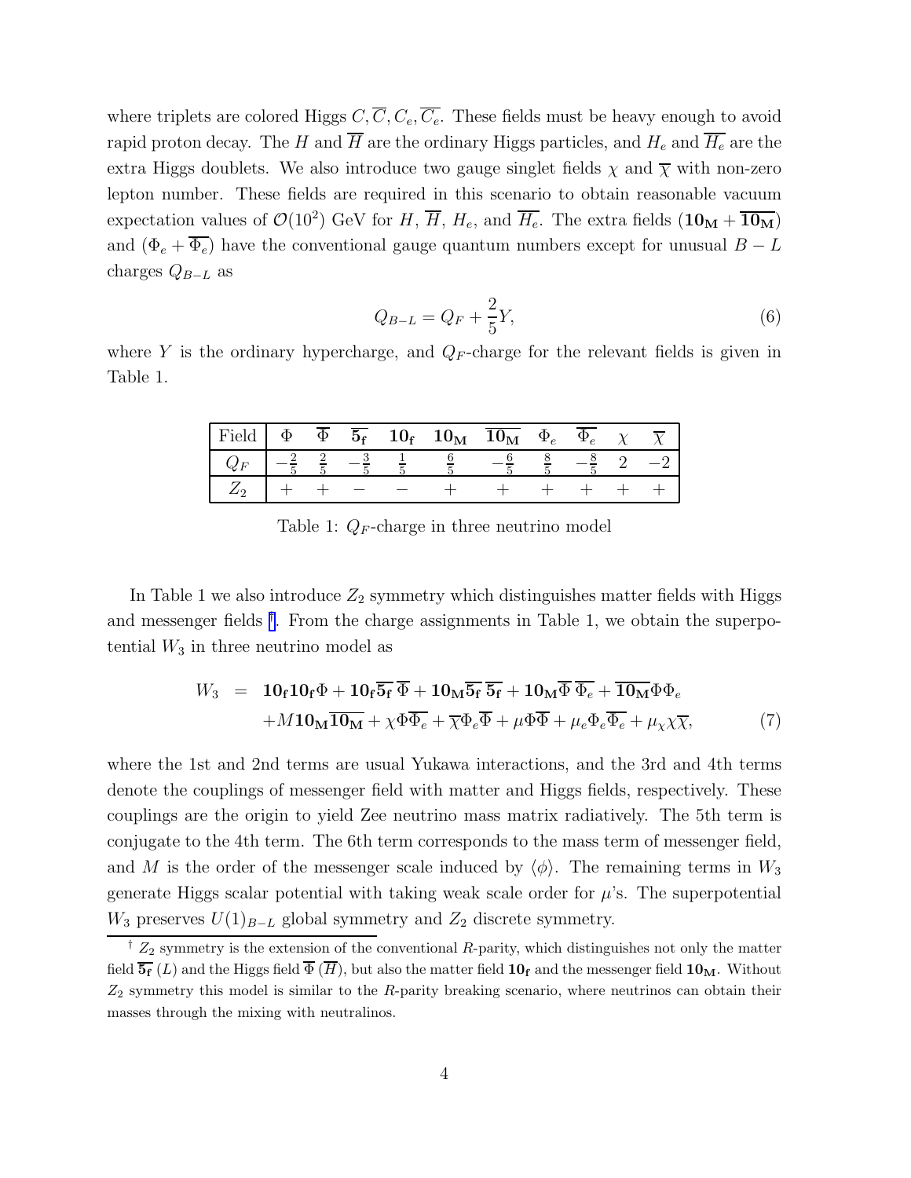where triplets are colored Higgs $C, \overline{C}, C_e, \overline{C_e}$. These fields must be heavy enough to avoid rapid proton decay. The $H$ and $\overline{H}$ are the ordinary Higgs particles, and $H_e$ and $\overline{H_e}$ are the extra Higgs doublets. We also introduce two gauge singlet fields $\chi$ and $\overline{\chi}$ with non-zero lepton number. These fields are required in this scenario to obtain reasonable vacuum expectation values of $\mathcal{O}(10^2)$ GeV for $H$, $\overline{H}$, $H_e$, and $\overline{H_e}$. The extra fields $(\mathbf{10_M} + \overline{\mathbf{10_M}})$ and $(\Phi_e + \overline{\Phi_e})$ have the conventional gauge quantum numbers except for unusual $B-L$ charges $Q_{B-L}$ as

$$Q_{B-L} = Q_F + \frac{2}{5}Y, \tag{6}$$

where $Y$ is the ordinary hypercharge, and $Q_F$-charge for the relevant fields is given in Table 1.

| Field | $\Phi$ | $\overline{\Phi}$ | $\overline{\mathbf{5_f}}$ | $\mathbf{10_f}$ | $\mathbf{10_M}$ | $\overline{\mathbf{10_M}}$ | $\Phi_e$ | $\overline{\Phi_e}$ | $\chi$ | $\overline{\chi}$ |
|---|---|---|---|---|---|---|---|---|---|---|
| $Q_F$ | $-\frac{2}{5}$ | $\frac{2}{5}$ | $-\frac{3}{5}$ | $\frac{1}{5}$ | $\frac{6}{5}$ | $-\frac{6}{5}$ | $\frac{8}{5}$ | $-\frac{8}{5}$ | $2$ | $-2$ |
| $Z_2$ | $+$ | $+$ | $-$ | $-$ | $+$ | $+$ | $+$ | $+$ | $+$ | $+$ |

Table 1: $Q_F$-charge in three neutrino model

In Table 1 we also introduce $Z_2$ symmetry which distinguishes matter fields with Higgs and messenger fields [†]. From the charge assignments in Table 1, we obtain the superpotential $W_3$ in three neutrino model as

$$\begin{aligned} W_3 &= \mathbf{10_f}\mathbf{10_f}\Phi + \mathbf{10_f}\overline{\mathbf{5_f}}\,\overline{\Phi} + \mathbf{10_M}\overline{\mathbf{5_f}}\,\overline{\mathbf{5_f}} + \mathbf{10_M}\overline{\Phi}\,\overline{\Phi_e} + \overline{\mathbf{10_M}}\Phi\Phi_e \\ &\quad + M\mathbf{10_M}\overline{\mathbf{10_M}} + \chi\Phi\overline{\Phi_e} + \overline{\chi}\Phi_e\overline{\Phi} + \mu\Phi\overline{\Phi} + \mu_e\Phi_e\overline{\Phi_e} + \mu_\chi\chi\overline{\chi}, \end{aligned} \tag{7}$$

where the 1st and 2nd terms are usual Yukawa interactions, and the 3rd and 4th terms denote the couplings of messenger field with matter and Higgs fields, respectively. These couplings are the origin to yield Zee neutrino mass matrix radiatively. The 5th term is conjugate to the 4th term. The 6th term corresponds to the mass term of messenger field, and $M$ is the order of the messenger scale induced by $\langle\phi\rangle$. The remaining terms in $W_3$ generate Higgs scalar potential with taking weak scale order for $\mu$'s. The superpotential $W_3$ preserves $U(1)_{B-L}$ global symmetry and $Z_2$ discrete symmetry.

[†] $Z_2$ symmetry is the extension of the conventional $R$-parity, which distinguishes not only the matter field $\overline{\mathbf{5_f}}$ $(L)$ and the Higgs field $\overline{\Phi}$ $(\overline{H})$, but also the matter field $\mathbf{10_f}$ and the messenger field $\mathbf{10_M}$. Without $Z_2$ symmetry this model is similar to the $R$-parity breaking scenario, where neutrinos can obtain their masses through the mixing with neutralinos.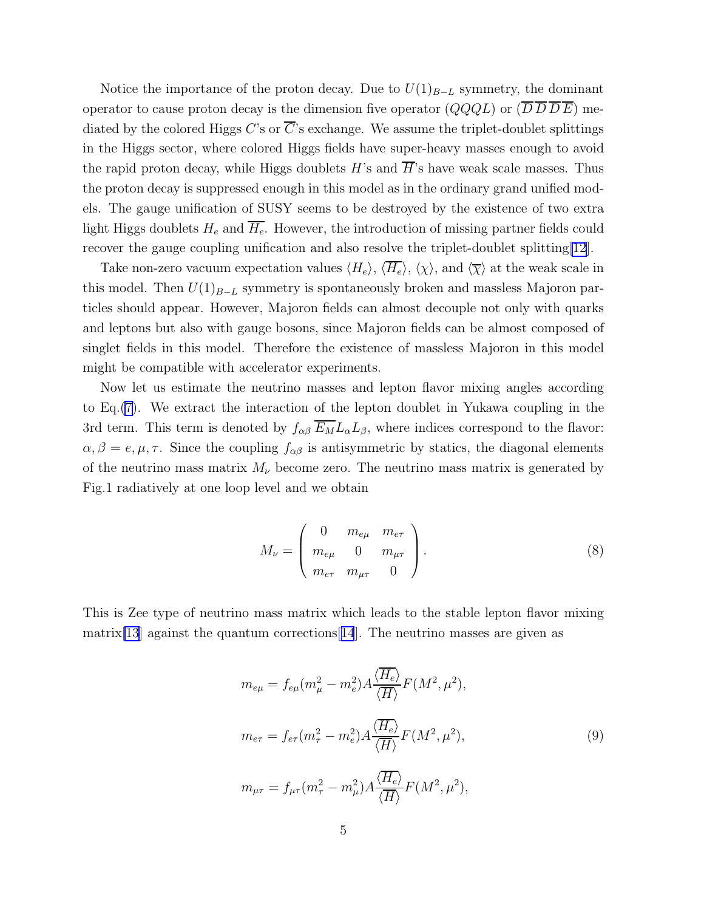Notice the importance of the proton decay. Due to $U(1)_{B-L}$ symmetry, the dominant operator to cause proton decay is the dimension five operator $(QQQL)$ or $(\overline{D}\,\overline{D}\,\overline{D}\,\overline{E})$ mediated by the colored Higgs $C$'s or $\overline{C}$'s exchange. We assume the triplet-doublet splittings in the Higgs sector, where colored Higgs fields have super-heavy masses enough to avoid the rapid proton decay, while Higgs doublets $H$'s and $\overline{H}$'s have weak scale masses. Thus the proton decay is suppressed enough in this model as in the ordinary grand unified models. The gauge unification of SUSY seems to be destroyed by the existence of two extra light Higgs doublets $H_e$ and $\overline{H_e}$. However, the introduction of missing partner fields could recover the gauge coupling unification and also resolve the triplet-doublet splitting[12].

Take non-zero vacuum expectation values $\langle H_e \rangle$, $\langle \overline{H_e} \rangle$, $\langle \chi \rangle$, and $\langle \overline{\chi} \rangle$ at the weak scale in this model. Then $U(1)_{B-L}$ symmetry is spontaneously broken and massless Majoron particles should appear. However, Majoron fields can almost decouple not only with quarks and leptons but also with gauge bosons, since Majoron fields can be almost composed of singlet fields in this model. Therefore the existence of massless Majoron in this model might be compatible with accelerator experiments.

Now let us estimate the neutrino masses and lepton flavor mixing angles according to Eq.(7). We extract the interaction of the lepton doublet in Yukawa coupling in the 3rd term. This term is denoted by $f_{\alpha\beta}\, \overline{E_M} L_\alpha L_\beta$, where indices correspond to the flavor: $\alpha, \beta = e, \mu, \tau$. Since the coupling $f_{\alpha\beta}$ is antisymmetric by statics, the diagonal elements of the neutrino mass matrix $M_\nu$ become zero. The neutrino mass matrix is generated by Fig.1 radiatively at one loop level and we obtain

$$
M_\nu = \begin{pmatrix} 0 & m_{e\mu} & m_{e\tau} \\ m_{e\mu} & 0 & m_{\mu\tau} \\ m_{e\tau} & m_{\mu\tau} & 0 \end{pmatrix}. \tag{8}
$$

This is Zee type of neutrino mass matrix which leads to the stable lepton flavor mixing matrix[13] against the quantum corrections[14]. The neutrino masses are given as

$$
\begin{aligned}
m_{e\mu} &= f_{e\mu}(m_\mu^2 - m_e^2) A \frac{\langle \overline{H_e} \rangle}{\langle \overline{H} \rangle} F(M^2, \mu^2), \\
m_{e\tau} &= f_{e\tau}(m_\tau^2 - m_e^2) A \frac{\langle \overline{H_e} \rangle}{\langle \overline{H} \rangle} F(M^2, \mu^2), \\
m_{\mu\tau} &= f_{\mu\tau}(m_\tau^2 - m_\mu^2) A \frac{\langle \overline{H_e} \rangle}{\langle \overline{H} \rangle} F(M^2, \mu^2),
\end{aligned} \tag{9}
$$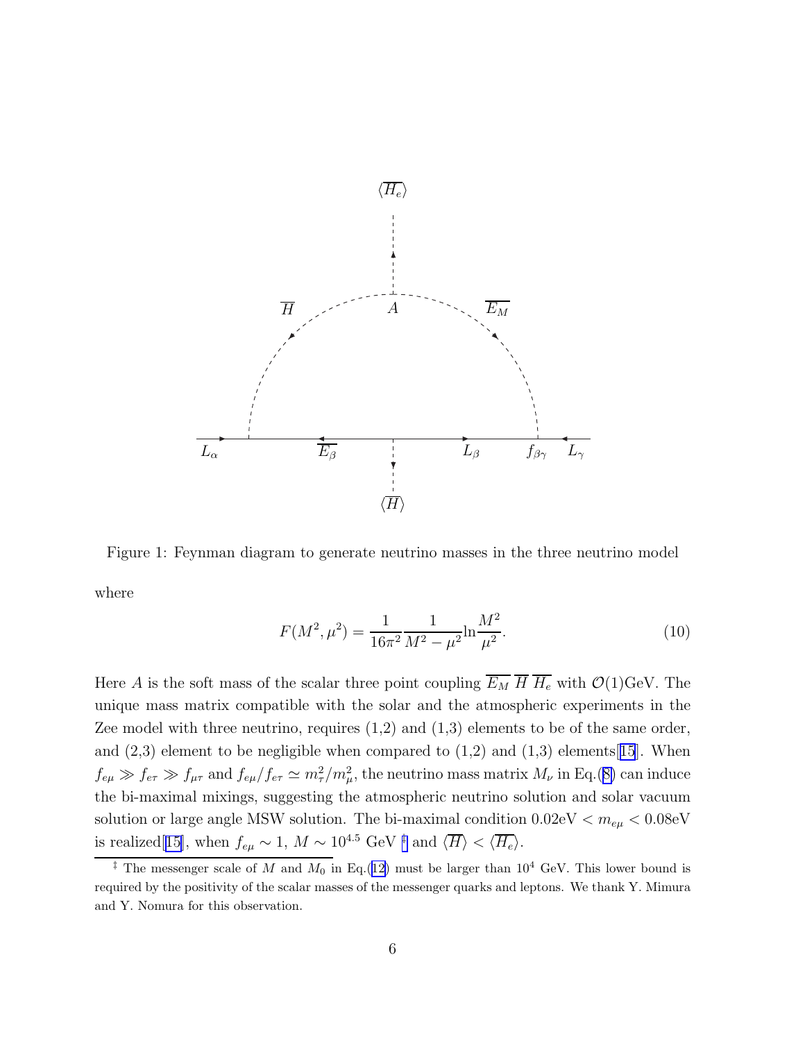Figure 1: Feynman diagram to generate neutrino masses in the three neutrino model

where

$$F(M^2, \mu^2) = \frac{1}{16\pi^2} \frac{1}{M^2 - \mu^2} \ln \frac{M^2}{\mu^2}. \tag{10}$$

Here $A$ is the soft mass of the scalar three point coupling $\overline{E_M}\ \overline{H}\ \overline{H_e}$ with $\mathcal{O}(1)$GeV. The unique mass matrix compatible with the solar and the atmospheric experiments in the Zee model with three neutrino, requires (1,2) and (1,3) elements to be of the same order, and (2,3) element to be negligible when compared to (1,2) and (1,3) elements[15]. When $f_{e\mu} \gg f_{e\tau} \gg f_{\mu\tau}$ and $f_{e\mu}/f_{e\tau} \simeq m_\tau^2/m_\mu^2$, the neutrino mass matrix $M_\nu$ in Eq.(8) can induce the bi-maximal mixings, suggesting the atmospheric neutrino solution and solar vacuum solution or large angle MSW solution. The bi-maximal condition $0.02\text{eV} < m_{e\mu} < 0.08\text{eV}$ is realized[15], when $f_{e\mu} \sim 1$, $M \sim 10^{4.5}$ GeV [‡] and $\langle \overline{H} \rangle < \langle \overline{H_e} \rangle$.

[‡] The messenger scale of $M$ and $M_0$ in Eq.(12) must be larger than $10^4$ GeV. This lower bound is required by the positivity of the scalar masses of the messenger quarks and leptons. We thank Y. Mimura and Y. Nomura for this observation.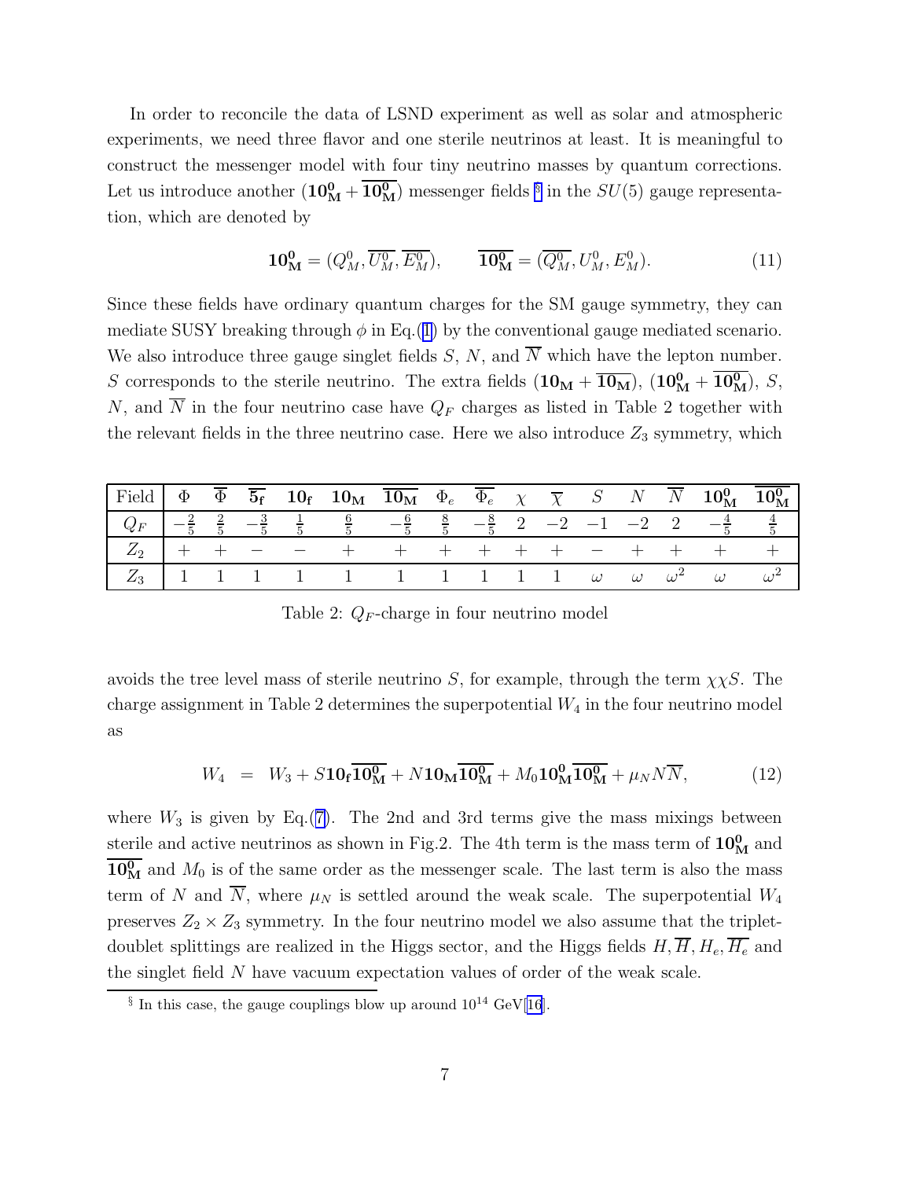In order to reconcile the data of LSND experiment as well as solar and atmospheric experiments, we need three flavor and one sterile neutrinos at least. It is meaningful to construct the messenger model with four tiny neutrino masses by quantum corrections. Let us introduce another $(\mathbf{10_M^0} + \overline{\mathbf{10_M^0}})$ messenger fields [§] in the $SU(5)$ gauge representation, which are denoted by

$$\mathbf{10_M^0} = (Q_M^0, \overline{U_M^0}, \overline{E_M^0}), \qquad \overline{\mathbf{10_M^0}} = (\overline{Q_M^0}, U_M^0, E_M^0). \tag{11}$$

Since these fields have ordinary quantum charges for the SM gauge symmetry, they can mediate SUSY breaking through $\phi$ in Eq.(1) by the conventional gauge mediated scenario. We also introduce three gauge singlet fields $S$, $N$, and $\overline{N}$ which have the lepton number. $S$ corresponds to the sterile neutrino. The extra fields $(\mathbf{10_M} + \overline{\mathbf{10_M}})$, $(\mathbf{10_M^0} + \overline{\mathbf{10_M^0}})$, $S$, $N$, and $\overline{N}$ in the four neutrino case have $Q_F$ charges as listed in Table 2 together with the relevant fields in the three neutrino case. Here we also introduce $Z_3$ symmetry, which

| Field | $\Phi$ | $\overline{\Phi}$ | $\overline{\mathbf{5_f}}$ | $\mathbf{10_f}$ | $\mathbf{10_M}$ | $\overline{\mathbf{10_M}}$ | $\Phi_e$ | $\overline{\Phi_e}$ | $\chi$ | $\overline{\chi}$ | $S$ | $N$ | $\overline{N}$ | $\mathbf{10_M^0}$ | $\overline{\mathbf{10_M^0}}$ |
|---|---|---|---|---|---|---|---|---|---|---|---|---|---|---|---|
| $Q_F$ | $-\frac{2}{5}$ | $\frac{2}{5}$ | $-\frac{3}{5}$ | $\frac{1}{5}$ | $\frac{6}{5}$ | $-\frac{6}{5}$ | $\frac{8}{5}$ | $-\frac{8}{5}$ | $2$ | $-2$ | $-1$ | $-2$ | $2$ | $-\frac{4}{5}$ | $\frac{4}{5}$ |
| $Z_2$ | $+$ | $+$ | $-$ | $-$ | $+$ | $+$ | $+$ | $+$ | $+$ | $+$ | $-$ | $+$ | $+$ | $+$ | $+$ |
| $Z_3$ | 1 | 1 | 1 | 1 | 1 | 1 | 1 | 1 | 1 | 1 | $\omega$ | $\omega$ | $\omega^2$ | $\omega$ | $\omega^2$ |

Table 2: $Q_F$-charge in four neutrino model

avoids the tree level mass of sterile neutrino $S$, for example, through the term $\chi\chi S$. The charge assignment in Table 2 determines the superpotential $W_4$ in the four neutrino model as

$$W_4 \;\; = \;\; W_3 + S\mathbf{10_f}\overline{\mathbf{10_M^0}} + N\mathbf{10_M}\overline{\mathbf{10_M^0}} + M_0\mathbf{10_M^0}\overline{\mathbf{10_M^0}} + \mu_N N\overline{N}, \tag{12}$$

where $W_3$ is given by Eq.(7). The 2nd and 3rd terms give the mass mixings between sterile and active neutrinos as shown in Fig.2. The 4th term is the mass term of $\mathbf{10_M^0}$ and $\overline{\mathbf{10_M^0}}$ and $M_0$ is of the same order as the messenger scale. The last term is also the mass term of $N$ and $\overline{N}$, where $\mu_N$ is settled around the weak scale. The superpotential $W_4$ preserves $Z_2 \times Z_3$ symmetry. In the four neutrino model we also assume that the triplet-doublet splittings are realized in the Higgs sector, and the Higgs fields $H, \overline{H}, H_e, \overline{H_e}$ and the singlet field $N$ have vacuum expectation values of order of the weak scale.

[§] In this case, the gauge couplings blow up around $10^{14}$ GeV[16].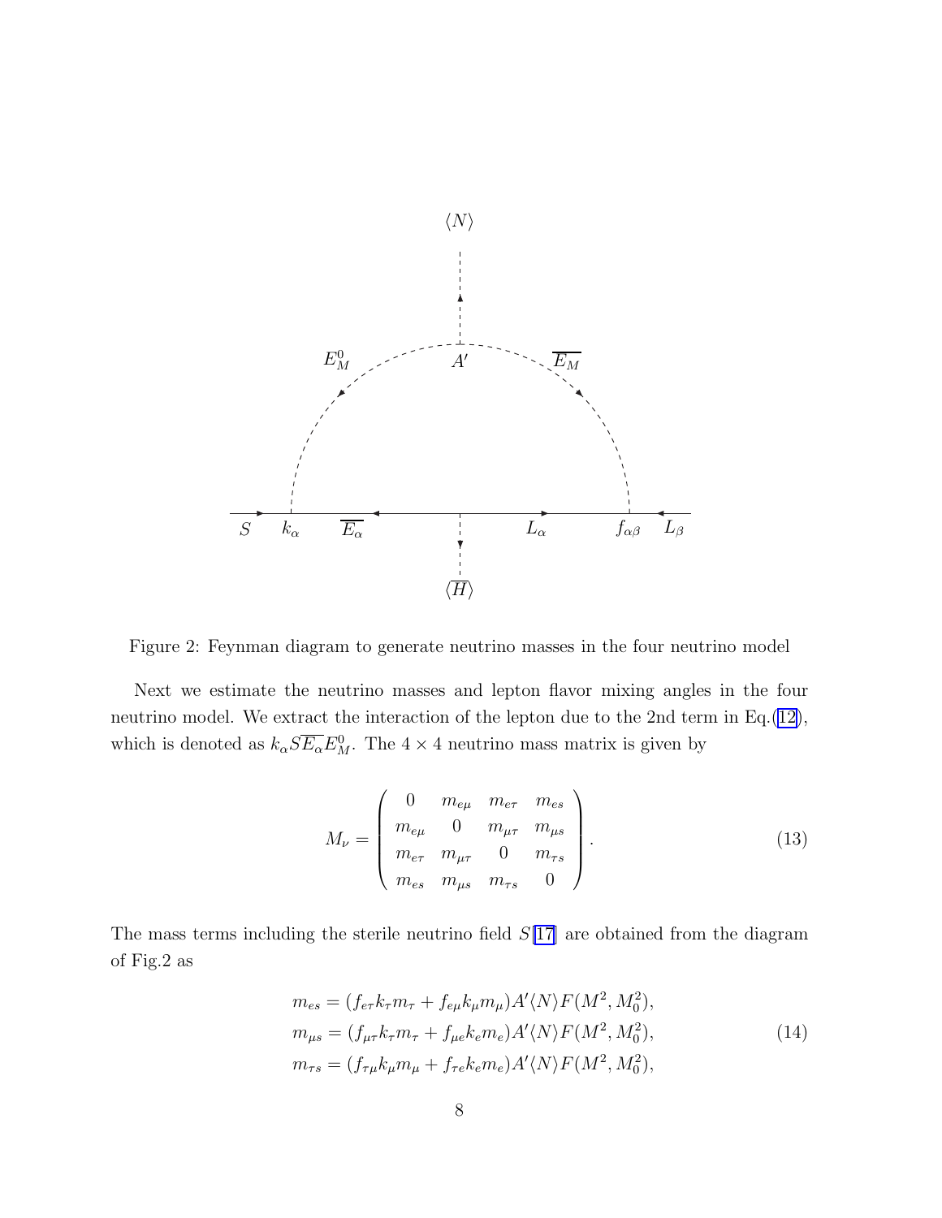Figure 2: Feynman diagram to generate neutrino masses in the four neutrino model

Next we estimate the neutrino masses and lepton flavor mixing angles in the four neutrino model. We extract the interaction of the lepton due to the 2nd term in Eq.(12), which is denoted as $k_\alpha S\overline{E_\alpha}E_M^0$. The $4\times 4$ neutrino mass matrix is given by

$$M_\nu = \begin{pmatrix} 0 & m_{e\mu} & m_{e\tau} & m_{es} \\ m_{e\mu} & 0 & m_{\mu\tau} & m_{\mu s} \\ m_{e\tau} & m_{\mu\tau} & 0 & m_{\tau s} \\ m_{es} & m_{\mu s} & m_{\tau s} & 0 \end{pmatrix}. \tag{13}$$

The mass terms including the sterile neutrino field $S$[17] are obtained from the diagram of Fig.2 as

$$\begin{aligned} m_{es} &= (f_{e\tau}k_\tau m_\tau + f_{e\mu}k_\mu m_\mu)A'\langle N\rangle F(M^2, M_0^2), \\ m_{\mu s} &= (f_{\mu\tau}k_\tau m_\tau + f_{\mu e}k_e m_e)A'\langle N\rangle F(M^2, M_0^2), \\ m_{\tau s} &= (f_{\tau\mu}k_\mu m_\mu + f_{\tau e}k_e m_e)A'\langle N\rangle F(M^2, M_0^2), \end{aligned} \tag{14}$$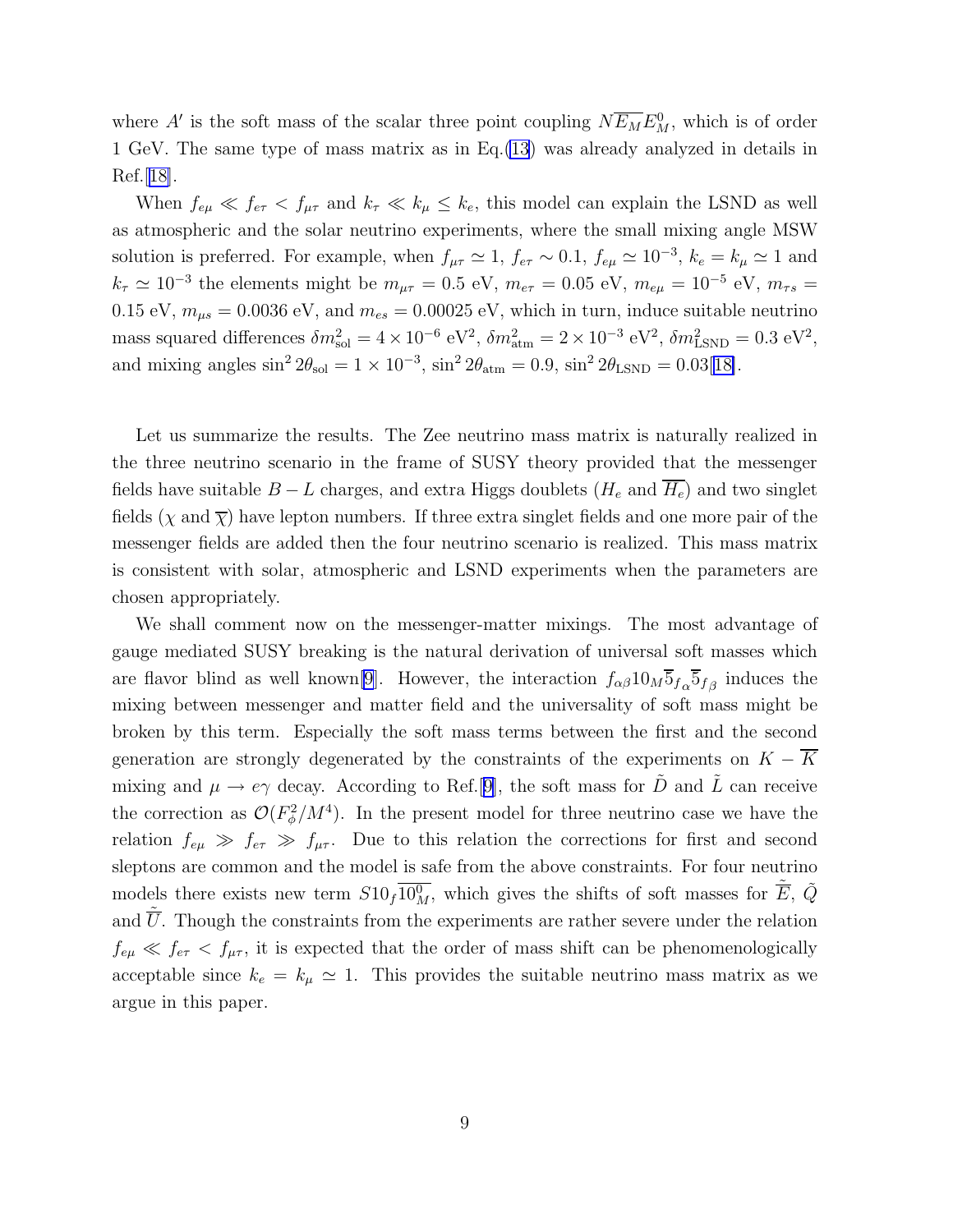where $A'$ is the soft mass of the scalar three point coupling $N\overline{E_M}E^0_M$, which is of order 1 GeV. The same type of mass matrix as in Eq.(13) was already analyzed in details in Ref.[18].

When $f_{e\mu} \ll f_{e\tau} < f_{\mu\tau}$ and $k_\tau \ll k_\mu \leq k_e$, this model can explain the LSND as well as atmospheric and the solar neutrino experiments, where the small mixing angle MSW solution is preferred. For example, when $f_{\mu\tau} \simeq 1$, $f_{e\tau} \sim 0.1$, $f_{e\mu} \simeq 10^{-3}$, $k_e = k_\mu \simeq 1$ and $k_\tau \simeq 10^{-3}$ the elements might be $m_{\mu\tau} = 0.5$ eV, $m_{e\tau} = 0.05$ eV, $m_{e\mu} = 10^{-5}$ eV, $m_{\tau s} = 0.15$ eV, $m_{\mu s} = 0.0036$ eV, and $m_{es} = 0.00025$ eV, which in turn, induce suitable neutrino mass squared differences $\delta m^2_{\rm sol} = 4\times 10^{-6}$ eV$^2$, $\delta m^2_{\rm atm} = 2\times 10^{-3}$ eV$^2$, $\delta m^2_{\rm LSND} = 0.3$ eV$^2$, and mixing angles $\sin^2 2\theta_{\rm sol} = 1\times 10^{-3}$, $\sin^2 2\theta_{\rm atm} = 0.9$, $\sin^2 2\theta_{\rm LSND} = 0.03$[18].

Let us summarize the results. The Zee neutrino mass matrix is naturally realized in the three neutrino scenario in the frame of SUSY theory provided that the messenger fields have suitable $B - L$ charges, and extra Higgs doublets ($H_e$ and $\overline{H_e}$) and two singlet fields ($\chi$ and $\overline{\chi}$) have lepton numbers. If three extra singlet fields and one more pair of the messenger fields are added then the four neutrino scenario is realized. This mass matrix is consistent with solar, atmospheric and LSND experiments when the parameters are chosen appropriately.

We shall comment now on the messenger-matter mixings. The most advantage of gauge mediated SUSY breaking is the natural derivation of universal soft masses which are flavor blind as well known[9]. However, the interaction $f_{\alpha\beta}10_M\overline{5}_{f_\alpha}\overline{5}_{f_\beta}$ induces the mixing between messenger and matter field and the universality of soft mass might be broken by this term. Especially the soft mass terms between the first and the second generation are strongly degenerated by the constraints of the experiments on $K-\overline{K}$ mixing and $\mu \to e\gamma$ decay. According to Ref.[9], the soft mass for $\tilde{D}$ and $\tilde{L}$ can receive the correction as $\mathcal{O}(F^2_\phi/M^4)$. In the present model for three neutrino case we have the relation $f_{e\mu} \gg f_{e\tau} \gg f_{\mu\tau}$. Due to this relation the corrections for first and second sleptons are common and the model is safe from the above constraints. For four neutrino models there exists new term $S10_f\overline{10^0_M}$, which gives the shifts of soft masses for $\tilde{\overline{E}}$, $\tilde{Q}$ and $\tilde{\overline{U}}$. Though the constraints from the experiments are rather severe under the relation $f_{e\mu} \ll f_{e\tau} < f_{\mu\tau}$, it is expected that the order of mass shift can be phenomenologically acceptable since $k_e = k_\mu \simeq 1$. This provides the suitable neutrino mass matrix as we argue in this paper.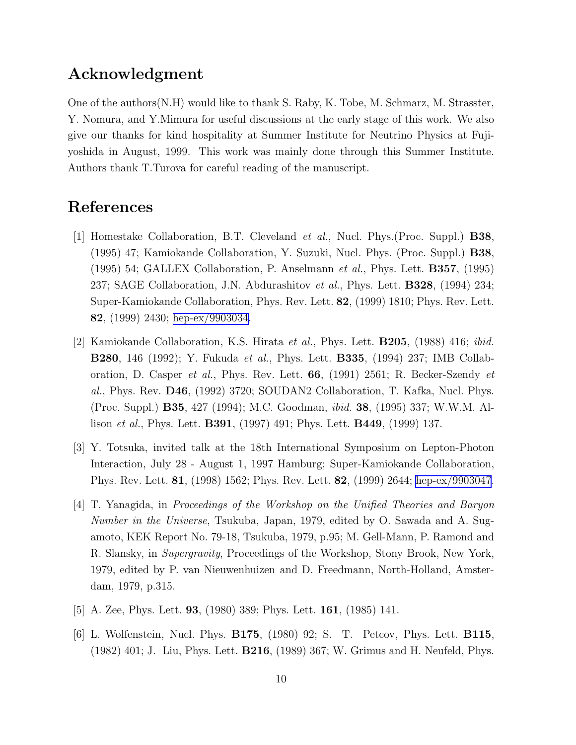## Acknowledgment

One of the authors(N.H) would like to thank S. Raby, K. Tobe, M. Schmarz, M. Strasster, Y. Nomura, and Y.Mimura for useful discussions at the early stage of this work. We also give our thanks for kind hospitality at Summer Institute for Neutrino Physics at Fuji-yoshida in August, 1999. This work was mainly done through this Summer Institute. Authors thank T.Turova for careful reading of the manuscript.

## References

[1] Homestake Collaboration, B.T. Cleveland *et al.*, Nucl. Phys.(Proc. Suppl.) **B38**, (1995) 47; Kamiokande Collaboration, Y. Suzuki, Nucl. Phys. (Proc. Suppl.) **B38**, (1995) 54; GALLEX Collaboration, P. Anselmann *et al.*, Phys. Lett. **B357**, (1995) 237; SAGE Collaboration, J.N. Abdurashitov *et al.*, Phys. Lett. **B328**, (1994) 234; Super-Kamiokande Collaboration, Phys. Rev. Lett. **82**, (1999) 1810; Phys. Rev. Lett. **82**, (1999) 2430; hep-ex/9903034.

[2] Kamiokande Collaboration, K.S. Hirata *et al.*, Phys. Lett. **B205**, (1988) 416; *ibid.* **B280**, 146 (1992); Y. Fukuda *et al.*, Phys. Lett. **B335**, (1994) 237; IMB Collaboration, D. Casper *et al.*, Phys. Rev. Lett. **66**, (1991) 2561; R. Becker-Szendy *et al.*, Phys. Rev. **D46**, (1992) 3720; SOUDAN2 Collaboration, T. Kafka, Nucl. Phys. (Proc. Suppl.) **B35**, 427 (1994); M.C. Goodman, *ibid.* **38**, (1995) 337; W.W.M. Allison *et al.*, Phys. Lett. **B391**, (1997) 491; Phys. Lett. **B449**, (1999) 137.

[3] Y. Totsuka, invited talk at the 18th International Symposium on Lepton-Photon Interaction, July 28 - August 1, 1997 Hamburg; Super-Kamiokande Collaboration, Phys. Rev. Lett. **81**, (1998) 1562; Phys. Rev. Lett. **82**, (1999) 2644; hep-ex/9903047.

[4] T. Yanagida, in *Proceedings of the Workshop on the Unified Theories and Baryon Number in the Universe*, Tsukuba, Japan, 1979, edited by O. Sawada and A. Sugamoto, KEK Report No. 79-18, Tsukuba, 1979, p.95; M. Gell-Mann, P. Ramond and R. Slansky, in *Supergravity*, Proceedings of the Workshop, Stony Brook, New York, 1979, edited by P. van Nieuwenhuizen and D. Freedmann, North-Holland, Amsterdam, 1979, p.315.

[5] A. Zee, Phys. Lett. **93**, (1980) 389; Phys. Lett. **161**, (1985) 141.

[6] L. Wolfenstein, Nucl. Phys. **B175**, (1980) 92; S. T. Petcov, Phys. Lett. **B115**, (1982) 401; J. Liu, Phys. Lett. **B216**, (1989) 367; W. Grimus and H. Neufeld, Phys.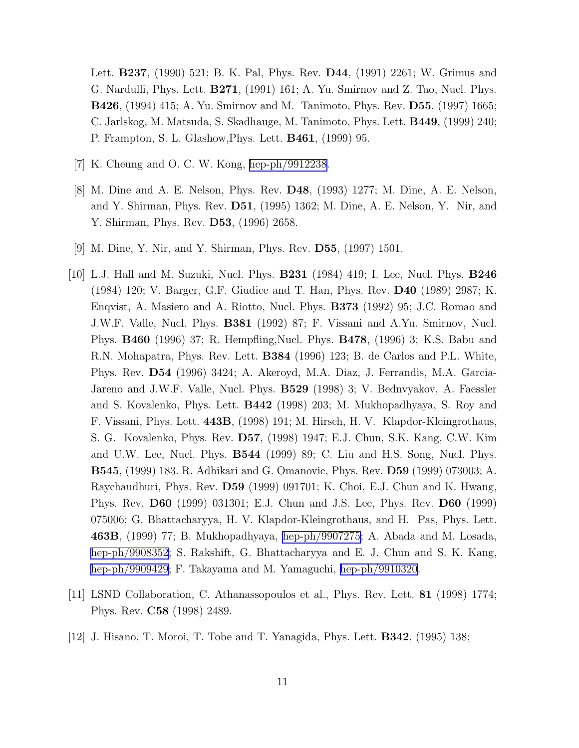Lett. **B237**, (1990) 521; B. K. Pal, Phys. Rev. **D44**, (1991) 2261; W. Grimus and G. Nardulli, Phys. Lett. **B271**, (1991) 161; A. Yu. Smirnov and Z. Tao, Nucl. Phys. **B426**, (1994) 415; A. Yu. Smirnov and M. Tanimoto, Phys. Rev. **D55**, (1997) 1665; C. Jarlskog, M. Matsuda, S. Skadhauge, M. Tanimoto, Phys. Lett. **B449**, (1999) 240; P. Frampton, S. L. Glashow,Phys. Lett. **B461**, (1999) 95.

[7] K. Cheung and O. C. W. Kong, hep-ph/9912238.

[8] M. Dine and A. E. Nelson, Phys. Rev. **D48**, (1993) 1277; M. Dine, A. E. Nelson, and Y. Shirman, Phys. Rev. **D51**, (1995) 1362; M. Dine, A. E. Nelson, Y. Nir, and Y. Shirman, Phys. Rev. **D53**, (1996) 2658.

[9] M. Dine, Y. Nir, and Y. Shirman, Phys. Rev. **D55**, (1997) 1501.

[10] L.J. Hall and M. Suzuki, Nucl. Phys. **B231** (1984) 419; I. Lee, Nucl. Phys. **B246** (1984) 120; V. Barger, G.F. Giudice and T. Han, Phys. Rev. **D40** (1989) 2987; K. Enqvist, A. Masiero and A. Riotto, Nucl. Phys. **B373** (1992) 95; J.C. Romao and J.W.F. Valle, Nucl. Phys. **B381** (1992) 87; F. Vissani and A.Yu. Smirnov, Nucl. Phys. **B460** (1996) 37; R. Hempfling,Nucl. Phys. **B478**, (1996) 3; K.S. Babu and R.N. Mohapatra, Phys. Rev. Lett. **B384** (1996) 123; B. de Carlos and P.L. White, Phys. Rev. **D54** (1996) 3424; A. Akeroyd, M.A. Diaz, J. Ferrandis, M.A. Garcia-Jareno and J.W.F. Valle, Nucl. Phys. **B529** (1998) 3; V. Bednvyakov, A. Faessler and S. Kovalenko, Phys. Lett. **B442** (1998) 203; M. Mukhopadhyaya, S. Roy and F. Vissani, Phys. Lett. **443B**, (1998) 191; M. Hirsch, H. V. Klapdor-Kleingrothaus, S. G. Kovalenko, Phys. Rev. **D57**, (1998) 1947; E.J. Chun, S.K. Kang, C.W. Kim and U.W. Lee, Nucl. Phys. **B544** (1999) 89; C. Liu and H.S. Song, Nucl. Phys. **B545**, (1999) 183. R. Adhikari and G. Omanovic, Phys. Rev. **D59** (1999) 073003; A. Raychaudhuri, Phys. Rev. **D59** (1999) 091701; K. Choi, E.J. Chun and K. Hwang, Phys. Rev. **D60** (1999) 031301; E.J. Chun and J.S. Lee, Phys. Rev. **D60** (1999) 075006; G. Bhattacharyya, H. V. Klapdor-Kleingrothaus, and H. Pas, Phys. Lett. **463B**, (1999) 77; B. Mukhopadhyaya, hep-ph/9907275; A. Abada and M. Losada, hep-ph/9908352; S. Rakshift, G. Bhattacharyya and E. J. Chun and S. K. Kang, hep-ph/9909429; F. Takayama and M. Yamaguchi, hep-ph/9910320.

[11] LSND Collaboration, C. Athanassopoulos et al., Phys. Rev. Lett. **81** (1998) 1774; Phys. Rev. **C58** (1998) 2489.

[12] J. Hisano, T. Moroi, T. Tobe and T. Yanagida, Phys. Lett. **B342**, (1995) 138;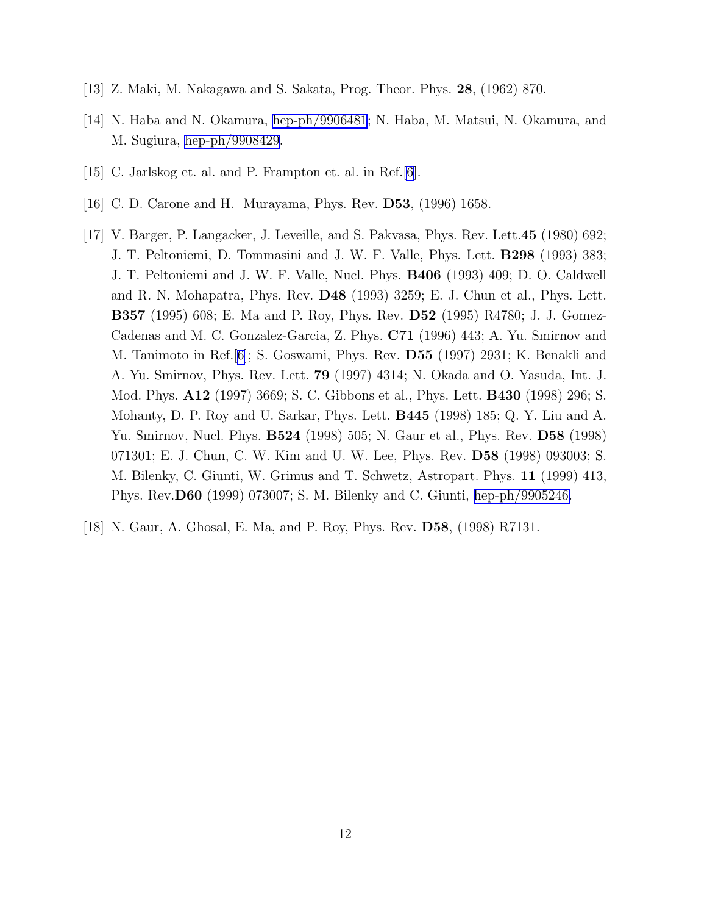[13] Z. Maki, M. Nakagawa and S. Sakata, Prog. Theor. Phys. **28**, (1962) 870.

[14] N. Haba and N. Okamura, hep-ph/9906481; N. Haba, M. Matsui, N. Okamura, and M. Sugiura, hep-ph/9908429.

[15] C. Jarlskog et. al. and P. Frampton et. al. in Ref.[6].

[16] C. D. Carone and H. Murayama, Phys. Rev. **D53**, (1996) 1658.

[17] V. Barger, P. Langacker, J. Leveille, and S. Pakvasa, Phys. Rev. Lett.**45** (1980) 692; J. T. Peltoniemi, D. Tommasini and J. W. F. Valle, Phys. Lett. **B298** (1993) 383; J. T. Peltoniemi and J. W. F. Valle, Nucl. Phys. **B406** (1993) 409; D. O. Caldwell and R. N. Mohapatra, Phys. Rev. **D48** (1993) 3259; E. J. Chun et al., Phys. Lett. **B357** (1995) 608; E. Ma and P. Roy, Phys. Rev. **D52** (1995) R4780; J. J. Gomez-Cadenas and M. C. Gonzalez-Garcia, Z. Phys. **C71** (1996) 443; A. Yu. Smirnov and M. Tanimoto in Ref.[6]; S. Goswami, Phys. Rev. **D55** (1997) 2931; K. Benakli and A. Yu. Smirnov, Phys. Rev. Lett. **79** (1997) 4314; N. Okada and O. Yasuda, Int. J. Mod. Phys. **A12** (1997) 3669; S. C. Gibbons et al., Phys. Lett. **B430** (1998) 296; S. Mohanty, D. P. Roy and U. Sarkar, Phys. Lett. **B445** (1998) 185; Q. Y. Liu and A. Yu. Smirnov, Nucl. Phys. **B524** (1998) 505; N. Gaur et al., Phys. Rev. **D58** (1998) 071301; E. J. Chun, C. W. Kim and U. W. Lee, Phys. Rev. **D58** (1998) 093003; S. M. Bilenky, C. Giunti, W. Grimus and T. Schwetz, Astropart. Phys. **11** (1999) 413, Phys. Rev.**D60** (1999) 073007; S. M. Bilenky and C. Giunti, hep-ph/9905246.

[18] N. Gaur, A. Ghosal, E. Ma, and P. Roy, Phys. Rev. **D58**, (1998) R7131.